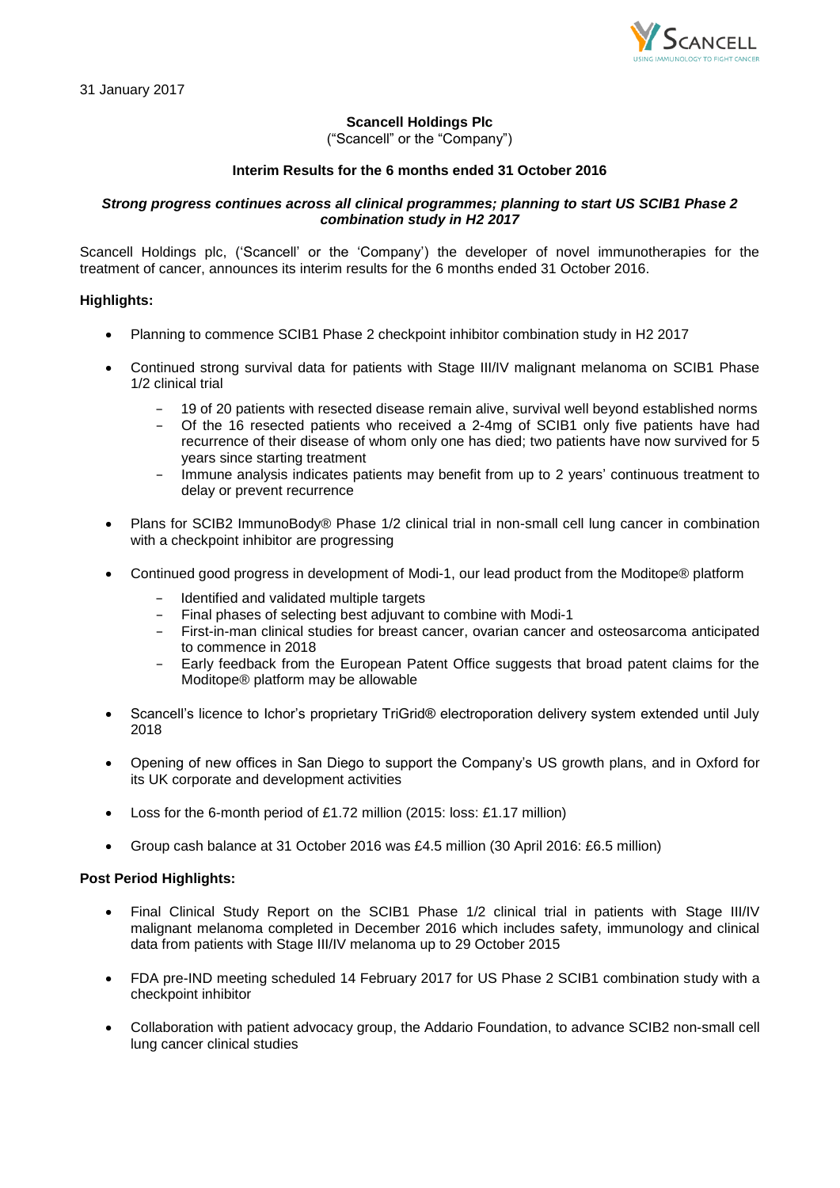31 January 2017

**Scancell Holdings Plc**

("Scancell" or the "Company")

**Interim Results for the 6 months ended 31 October 2016**

***Strong progress continues across all clinical programmes; planning to start US SCIB1 Phase 2 combination study in H2 2017***

Scancell Holdings plc, ('Scancell' or the 'Company') the developer of novel immunotherapies for the treatment of cancer, announces its interim results for the 6 months ended 31 October 2016.

**Highlights:**

- Planning to commence SCIB1 Phase 2 checkpoint inhibitor combination study in H2 2017
- Continued strong survival data for patients with Stage III/IV malignant melanoma on SCIB1 Phase 1/2 clinical trial
  - 19 of 20 patients with resected disease remain alive, survival well beyond established norms
  - Of the 16 resected patients who received a 2-4mg of SCIB1 only five patients have had recurrence of their disease of whom only one has died; two patients have now survived for 5 years since starting treatment
  - Immune analysis indicates patients may benefit from up to 2 years' continuous treatment to delay or prevent recurrence
- Plans for SCIB2 ImmunoBody® Phase 1/2 clinical trial in non-small cell lung cancer in combination with a checkpoint inhibitor are progressing
- Continued good progress in development of Modi-1, our lead product from the Moditope® platform
  - Identified and validated multiple targets
  - Final phases of selecting best adjuvant to combine with Modi-1
  - First-in-man clinical studies for breast cancer, ovarian cancer and osteosarcoma anticipated to commence in 2018
  - Early feedback from the European Patent Office suggests that broad patent claims for the Moditope® platform may be allowable
- Scancell's licence to Ichor's proprietary TriGrid® electroporation delivery system extended until July 2018
- Opening of new offices in San Diego to support the Company's US growth plans, and in Oxford for its UK corporate and development activities
- Loss for the 6-month period of £1.72 million (2015: loss: £1.17 million)
- Group cash balance at 31 October 2016 was £4.5 million (30 April 2016: £6.5 million)

**Post Period Highlights:**

- Final Clinical Study Report on the SCIB1 Phase 1/2 clinical trial in patients with Stage III/IV malignant melanoma completed in December 2016 which includes safety, immunology and clinical data from patients with Stage III/IV melanoma up to 29 October 2015
- FDA pre-IND meeting scheduled 14 February 2017 for US Phase 2 SCIB1 combination study with a checkpoint inhibitor
- Collaboration with patient advocacy group, the Addario Foundation, to advance SCIB2 non-small cell lung cancer clinical studies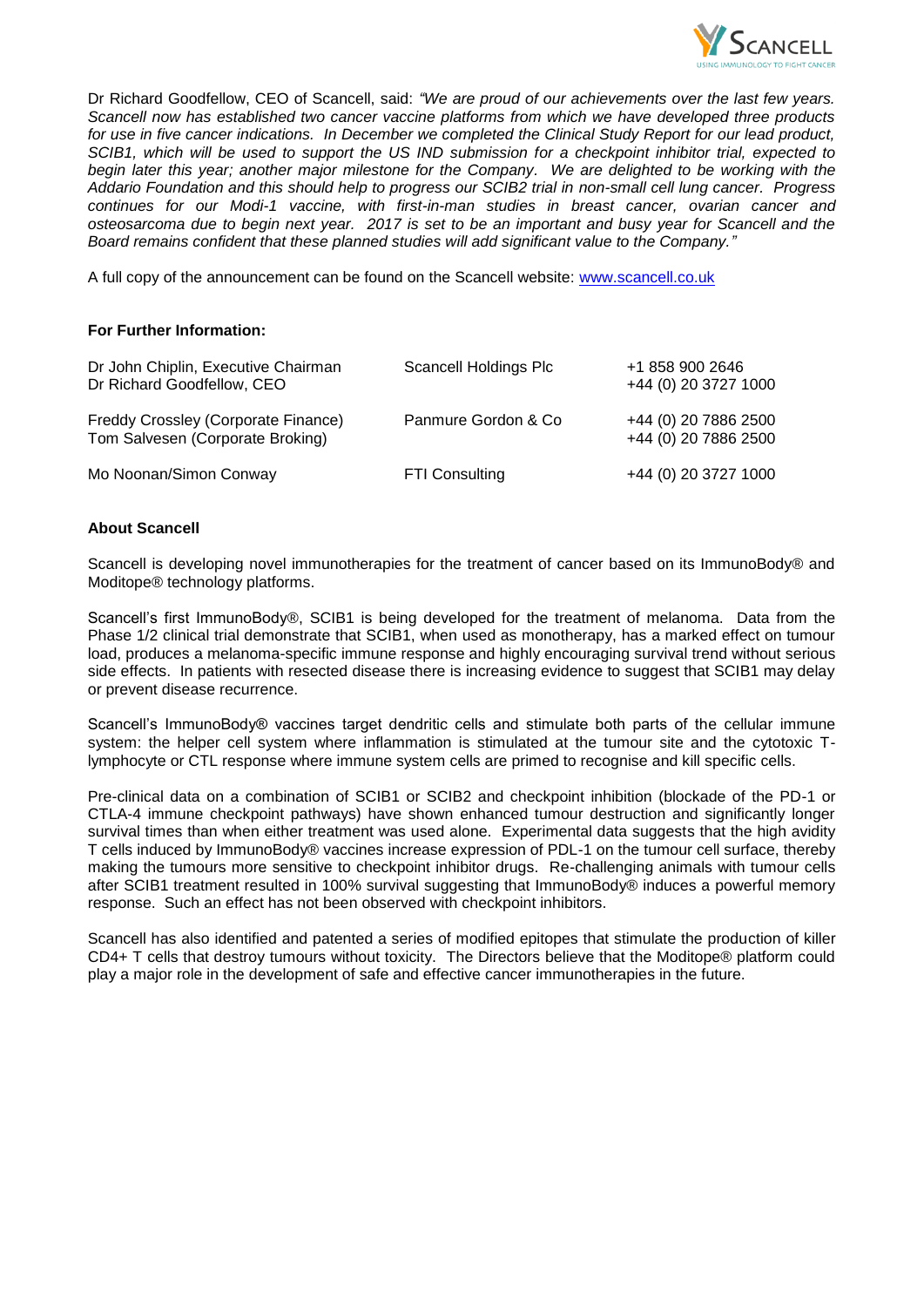Dr Richard Goodfellow, CEO of Scancell, said: *"We are proud of our achievements over the last few years. Scancell now has established two cancer vaccine platforms from which we have developed three products for use in five cancer indications. In December we completed the Clinical Study Report for our lead product, SCIB1, which will be used to support the US IND submission for a checkpoint inhibitor trial, expected to begin later this year; another major milestone for the Company. We are delighted to be working with the Addario Foundation and this should help to progress our SCIB2 trial in non-small cell lung cancer. Progress continues for our Modi-1 vaccine, with first-in-man studies in breast cancer, ovarian cancer and osteosarcoma due to begin next year. 2017 is set to be an important and busy year for Scancell and the Board remains confident that these planned studies will add significant value to the Company."*

A full copy of the announcement can be found on the Scancell website: [www.scancell.co.uk](www.scancell.co.uk)

**For Further Information:**

| | | |
|---|---|---|
| Dr John Chiplin, Executive Chairman<br>Dr Richard Goodfellow, CEO | Scancell Holdings Plc | +1 858 900 2646<br>+44 (0) 20 3727 1000 |
| Freddy Crossley (Corporate Finance)<br>Tom Salvesen (Corporate Broking) | Panmure Gordon & Co | +44 (0) 20 7886 2500<br>+44 (0) 20 7886 2500 |
| Mo Noonan/Simon Conway | FTI Consulting | +44 (0) 20 3727 1000 |

**About Scancell**

Scancell is developing novel immunotherapies for the treatment of cancer based on its ImmunoBody® and Moditope® technology platforms.

Scancell's first ImmunoBody®, SCIB1 is being developed for the treatment of melanoma. Data from the Phase 1/2 clinical trial demonstrate that SCIB1, when used as monotherapy, has a marked effect on tumour load, produces a melanoma-specific immune response and highly encouraging survival trend without serious side effects. In patients with resected disease there is increasing evidence to suggest that SCIB1 may delay or prevent disease recurrence.

Scancell's ImmunoBody® vaccines target dendritic cells and stimulate both parts of the cellular immune system: the helper cell system where inflammation is stimulated at the tumour site and the cytotoxic T-lymphocyte or CTL response where immune system cells are primed to recognise and kill specific cells.

Pre-clinical data on a combination of SCIB1 or SCIB2 and checkpoint inhibition (blockade of the PD-1 or CTLA-4 immune checkpoint pathways) have shown enhanced tumour destruction and significantly longer survival times than when either treatment was used alone. Experimental data suggests that the high avidity T cells induced by ImmunoBody® vaccines increase expression of PDL-1 on the tumour cell surface, thereby making the tumours more sensitive to checkpoint inhibitor drugs. Re-challenging animals with tumour cells after SCIB1 treatment resulted in 100% survival suggesting that ImmunoBody® induces a powerful memory response. Such an effect has not been observed with checkpoint inhibitors.

Scancell has also identified and patented a series of modified epitopes that stimulate the production of killer CD4+ T cells that destroy tumours without toxicity. The Directors believe that the Moditope® platform could play a major role in the development of safe and effective cancer immunotherapies in the future.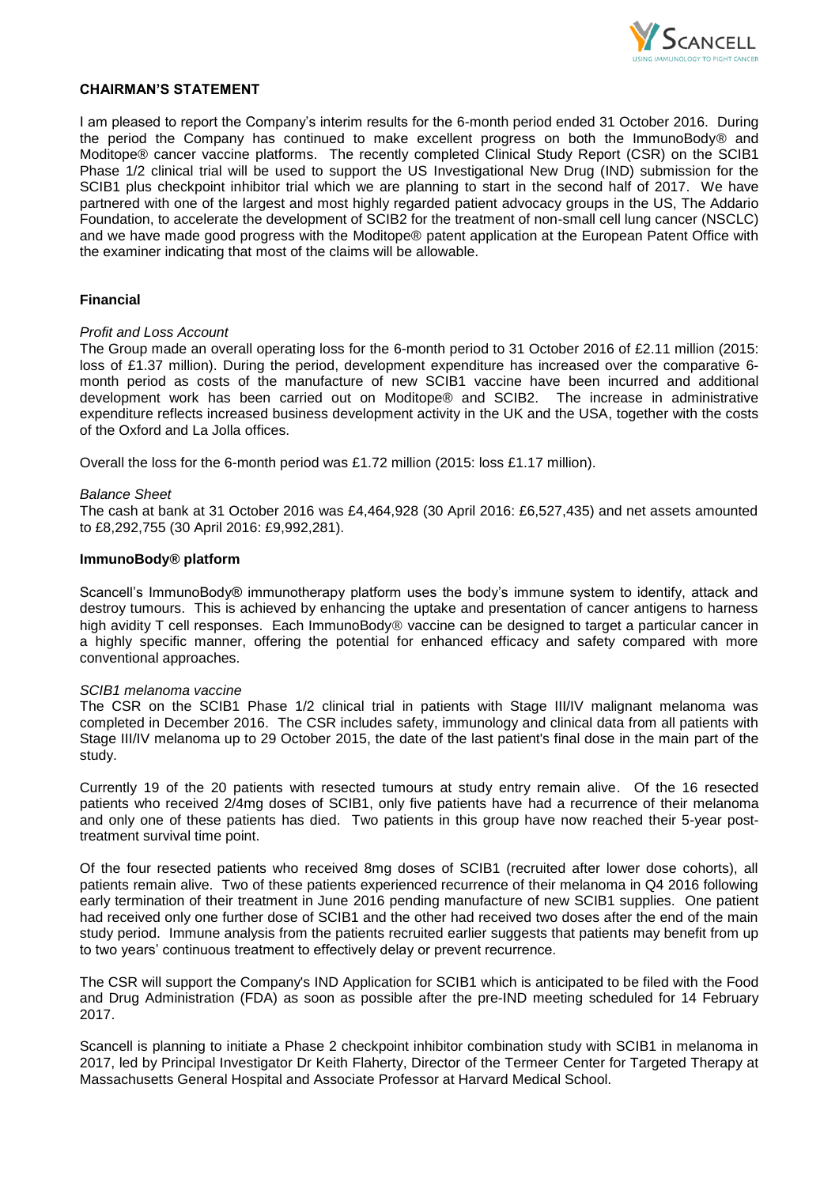## CHAIRMAN'S STATEMENT

I am pleased to report the Company's interim results for the 6-month period ended 31 October 2016. During the period the Company has continued to make excellent progress on both the ImmunoBody® and Moditope® cancer vaccine platforms. The recently completed Clinical Study Report (CSR) on the SCIB1 Phase 1/2 clinical trial will be used to support the US Investigational New Drug (IND) submission for the SCIB1 plus checkpoint inhibitor trial which we are planning to start in the second half of 2017. We have partnered with one of the largest and most highly regarded patient advocacy groups in the US, The Addario Foundation, to accelerate the development of SCIB2 for the treatment of non-small cell lung cancer (NSCLC) and we have made good progress with the Moditope® patent application at the European Patent Office with the examiner indicating that most of the claims will be allowable.

### Financial

*Profit and Loss Account*

The Group made an overall operating loss for the 6-month period to 31 October 2016 of £2.11 million (2015: loss of £1.37 million). During the period, development expenditure has increased over the comparative 6-month period as costs of the manufacture of new SCIB1 vaccine have been incurred and additional development work has been carried out on Moditope® and SCIB2. The increase in administrative expenditure reflects increased business development activity in the UK and the USA, together with the costs of the Oxford and La Jolla offices.

Overall the loss for the 6-month period was £1.72 million (2015: loss £1.17 million).

*Balance Sheet*

The cash at bank at 31 October 2016 was £4,464,928 (30 April 2016: £6,527,435) and net assets amounted to £8,292,755 (30 April 2016: £9,992,281).

### ImmunoBody® platform

Scancell's ImmunoBody® immunotherapy platform uses the body's immune system to identify, attack and destroy tumours. This is achieved by enhancing the uptake and presentation of cancer antigens to harness high avidity T cell responses. Each ImmunoBody® vaccine can be designed to target a particular cancer in a highly specific manner, offering the potential for enhanced efficacy and safety compared with more conventional approaches.

*SCIB1 melanoma vaccine*

The CSR on the SCIB1 Phase 1/2 clinical trial in patients with Stage III/IV malignant melanoma was completed in December 2016. The CSR includes safety, immunology and clinical data from all patients with Stage III/IV melanoma up to 29 October 2015, the date of the last patient's final dose in the main part of the study.

Currently 19 of the 20 patients with resected tumours at study entry remain alive. Of the 16 resected patients who received 2/4mg doses of SCIB1, only five patients have had a recurrence of their melanoma and only one of these patients has died. Two patients in this group have now reached their 5-year post-treatment survival time point.

Of the four resected patients who received 8mg doses of SCIB1 (recruited after lower dose cohorts), all patients remain alive. Two of these patients experienced recurrence of their melanoma in Q4 2016 following early termination of their treatment in June 2016 pending manufacture of new SCIB1 supplies. One patient had received only one further dose of SCIB1 and the other had received two doses after the end of the main study period. Immune analysis from the patients recruited earlier suggests that patients may benefit from up to two years' continuous treatment to effectively delay or prevent recurrence.

The CSR will support the Company's IND Application for SCIB1 which is anticipated to be filed with the Food and Drug Administration (FDA) as soon as possible after the pre-IND meeting scheduled for 14 February 2017.

Scancell is planning to initiate a Phase 2 checkpoint inhibitor combination study with SCIB1 in melanoma in 2017, led by Principal Investigator Dr Keith Flaherty, Director of the Termeer Center for Targeted Therapy at Massachusetts General Hospital and Associate Professor at Harvard Medical School.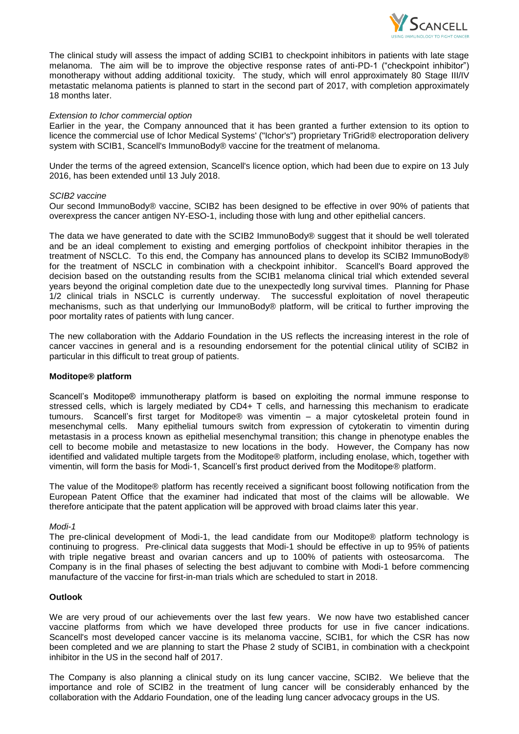The clinical study will assess the impact of adding SCIB1 to checkpoint inhibitors in patients with late stage melanoma. The aim will be to improve the objective response rates of anti-PD-1 ("checkpoint inhibitor") monotherapy without adding additional toxicity. The study, which will enrol approximately 80 Stage III/IV metastatic melanoma patients is planned to start in the second part of 2017, with completion approximately 18 months later.

*Extension to Ichor commercial option*

Earlier in the year, the Company announced that it has been granted a further extension to its option to licence the commercial use of Ichor Medical Systems' ("Ichor's") proprietary TriGrid® electroporation delivery system with SCIB1, Scancell's ImmunoBody® vaccine for the treatment of melanoma.

Under the terms of the agreed extension, Scancell's licence option, which had been due to expire on 13 July 2016, has been extended until 13 July 2018.

*SCIB2 vaccine*

Our second ImmunoBody® vaccine, SCIB2 has been designed to be effective in over 90% of patients that overexpress the cancer antigen NY-ESO-1, including those with lung and other epithelial cancers.

The data we have generated to date with the SCIB2 ImmunoBody® suggest that it should be well tolerated and be an ideal complement to existing and emerging portfolios of checkpoint inhibitor therapies in the treatment of NSCLC. To this end, the Company has announced plans to develop its SCIB2 ImmunoBody® for the treatment of NSCLC in combination with a checkpoint inhibitor. Scancell's Board approved the decision based on the outstanding results from the SCIB1 melanoma clinical trial which extended several years beyond the original completion date due to the unexpectedly long survival times. Planning for Phase 1/2 clinical trials in NSCLC is currently underway. The successful exploitation of novel therapeutic mechanisms, such as that underlying our ImmunoBody® platform, will be critical to further improving the poor mortality rates of patients with lung cancer.

The new collaboration with the Addario Foundation in the US reflects the increasing interest in the role of cancer vaccines in general and is a resounding endorsement for the potential clinical utility of SCIB2 in particular in this difficult to treat group of patients.

**Moditope® platform**

Scancell's Moditope® immunotherapy platform is based on exploiting the normal immune response to stressed cells, which is largely mediated by CD4+ T cells, and harnessing this mechanism to eradicate tumours. Scancell's first target for Moditope® was vimentin – a major cytoskeletal protein found in mesenchymal cells. Many epithelial tumours switch from expression of cytokeratin to vimentin during metastasis in a process known as epithelial mesenchymal transition; this change in phenotype enables the cell to become mobile and metastasize to new locations in the body. However, the Company has now identified and validated multiple targets from the Moditope® platform, including enolase, which, together with vimentin, will form the basis for Modi-1, Scancell's first product derived from the Moditope® platform.

The value of the Moditope® platform has recently received a significant boost following notification from the European Patent Office that the examiner had indicated that most of the claims will be allowable. We therefore anticipate that the patent application will be approved with broad claims later this year.

*Modi-1*

The pre-clinical development of Modi-1, the lead candidate from our Moditope® platform technology is continuing to progress. Pre-clinical data suggests that Modi-1 should be effective in up to 95% of patients with triple negative breast and ovarian cancers and up to 100% of patients with osteosarcoma. The Company is in the final phases of selecting the best adjuvant to combine with Modi-1 before commencing manufacture of the vaccine for first-in-man trials which are scheduled to start in 2018.

**Outlook**

We are very proud of our achievements over the last few years. We now have two established cancer vaccine platforms from which we have developed three products for use in five cancer indications. Scancell's most developed cancer vaccine is its melanoma vaccine, SCIB1, for which the CSR has now been completed and we are planning to start the Phase 2 study of SCIB1, in combination with a checkpoint inhibitor in the US in the second half of 2017.

The Company is also planning a clinical study on its lung cancer vaccine, SCIB2. We believe that the importance and role of SCIB2 in the treatment of lung cancer will be considerably enhanced by the collaboration with the Addario Foundation, one of the leading lung cancer advocacy groups in the US.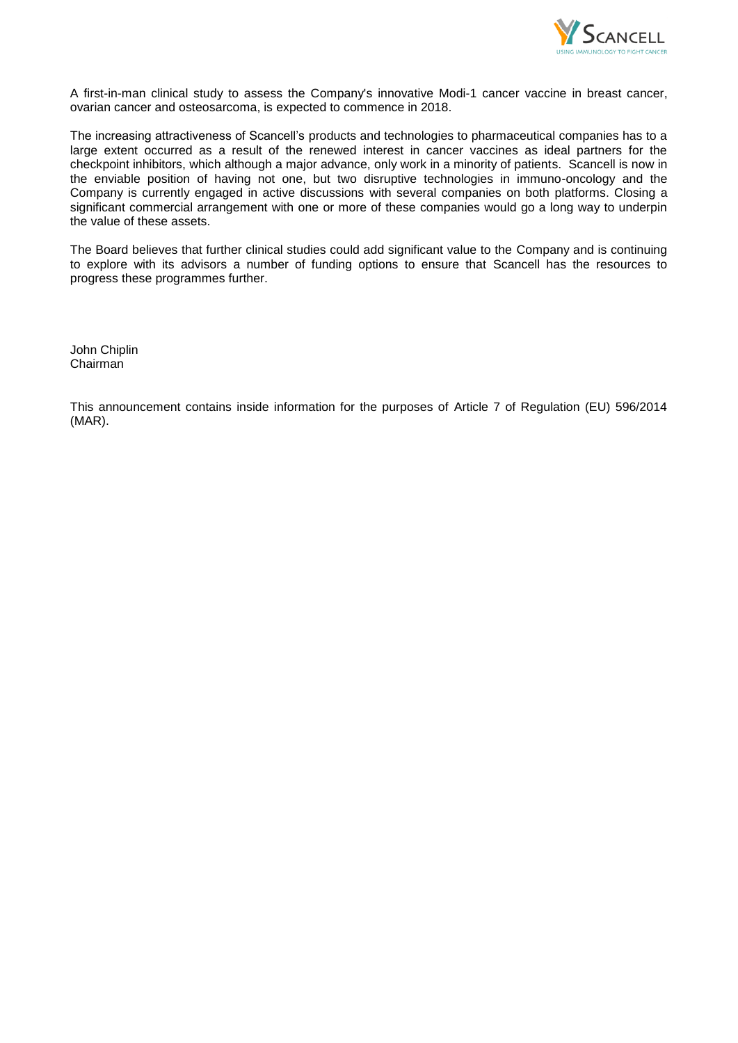A first-in-man clinical study to assess the Company's innovative Modi-1 cancer vaccine in breast cancer, ovarian cancer and osteosarcoma, is expected to commence in 2018.

The increasing attractiveness of Scancell's products and technologies to pharmaceutical companies has to a large extent occurred as a result of the renewed interest in cancer vaccines as ideal partners for the checkpoint inhibitors, which although a major advance, only work in a minority of patients. Scancell is now in the enviable position of having not one, but two disruptive technologies in immuno-oncology and the Company is currently engaged in active discussions with several companies on both platforms. Closing a significant commercial arrangement with one or more of these companies would go a long way to underpin the value of these assets.

The Board believes that further clinical studies could add significant value to the Company and is continuing to explore with its advisors a number of funding options to ensure that Scancell has the resources to progress these programmes further.

John Chiplin
Chairman

This announcement contains inside information for the purposes of Article 7 of Regulation (EU) 596/2014 (MAR).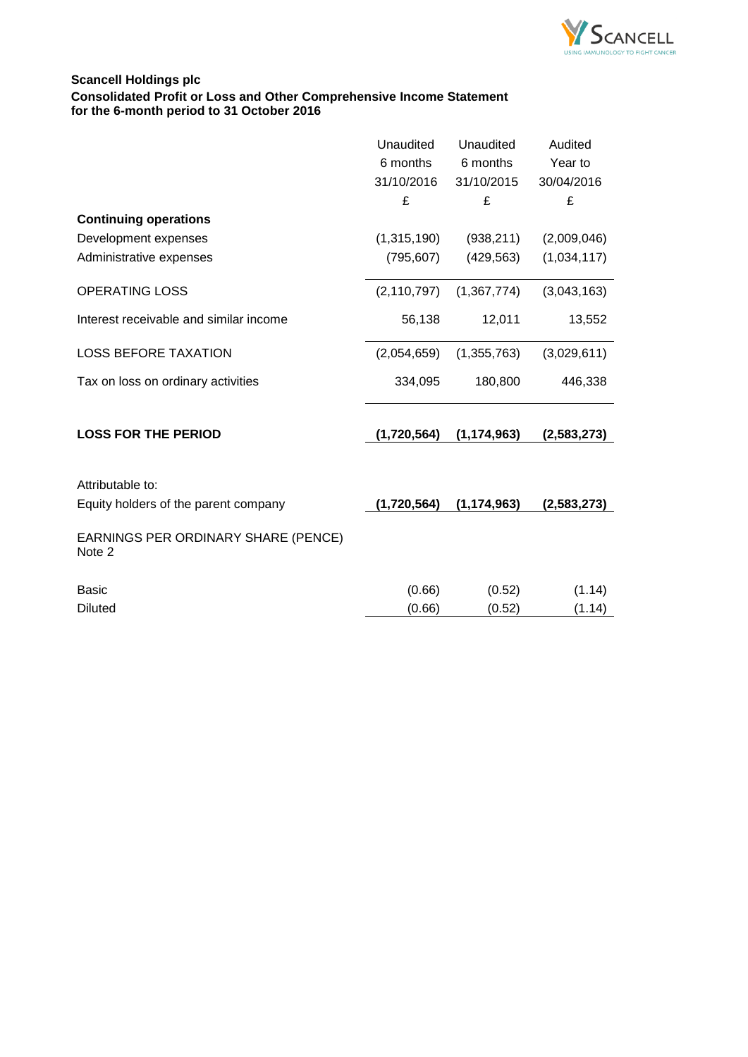**Scancell Holdings plc**
**Consolidated Profit or Loss and Other Comprehensive Income Statement**
**for the 6-month period to 31 October 2016**

| | Unaudited 6 months 31/10/2016 £ | Unaudited 6 months 31/10/2015 £ | Audited Year to 30/04/2016 £ |
|---|---|---|---|
| **Continuing operations** | | | |
| Development expenses | (1,315,190) | (938,211) | (2,009,046) |
| Administrative expenses | (795,607) | (429,563) | (1,034,117) |
| OPERATING LOSS | (2,110,797) | (1,367,774) | (3,043,163) |
| Interest receivable and similar income | 56,138 | 12,011 | 13,552 |
| LOSS BEFORE TAXATION | (2,054,659) | (1,355,763) | (3,029,611) |
| Tax on loss on ordinary activities | 334,095 | 180,800 | 446,338 |
| **LOSS FOR THE PERIOD** | **(1,720,564)** | **(1,174,963)** | **(2,583,273)** |
| Attributable to: | | | |
| Equity holders of the parent company | **(1,720,564)** | **(1,174,963)** | **(2,583,273)** |
| EARNINGS PER ORDINARY SHARE (PENCE) Note 2 | | | |
| Basic | (0.66) | (0.52) | (1.14) |
| Diluted | (0.66) | (0.52) | (1.14) |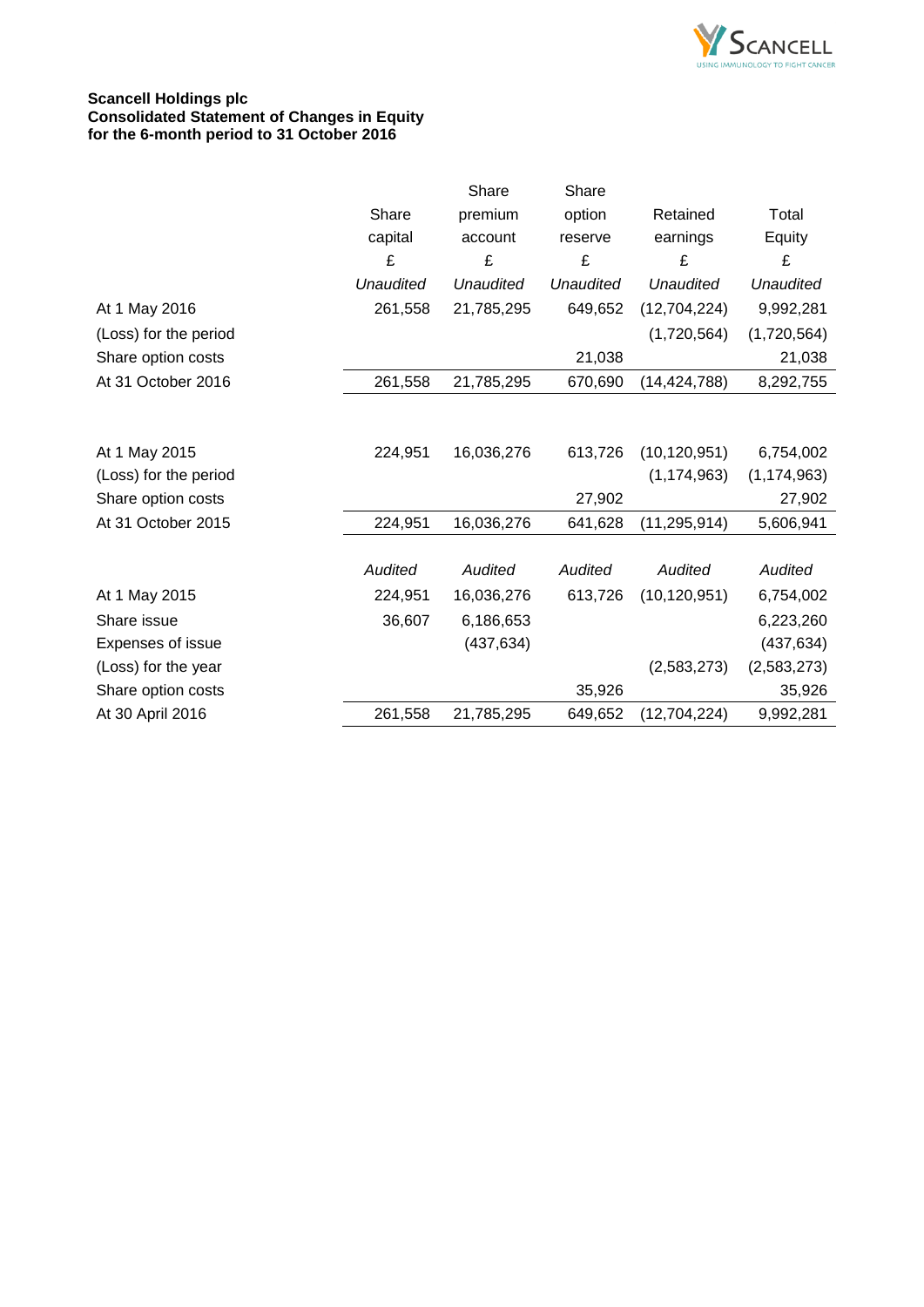**Scancell Holdings plc**
**Consolidated Statement of Changes in Equity**
**for the 6-month period to 31 October 2016**

| | Share capital | Share premium account | Share option reserve | Retained earnings | Total Equity |
|---|---|---|---|---|---|
| | £ | £ | £ | £ | £ |
| | *Unaudited* | *Unaudited* | *Unaudited* | *Unaudited* | *Unaudited* |
| At 1 May 2016 | 261,558 | 21,785,295 | 649,652 | (12,704,224) | 9,992,281 |
| (Loss) for the period | | | | (1,720,564) | (1,720,564) |
| Share option costs | | | 21,038 | | 21,038 |
| At 31 October 2016 | 261,558 | 21,785,295 | 670,690 | (14,424,788) | 8,292,755 |
| | | | | | |
| At 1 May 2015 | 224,951 | 16,036,276 | 613,726 | (10,120,951) | 6,754,002 |
| (Loss) for the period | | | | (1,174,963) | (1,174,963) |
| Share option costs | | | 27,902 | | 27,902 |
| At 31 October 2015 | 224,951 | 16,036,276 | 641,628 | (11,295,914) | 5,606,941 |
| | | | | | |
| | *Audited* | *Audited* | *Audited* | *Audited* | *Audited* |
| At 1 May 2015 | 224,951 | 16,036,276 | 613,726 | (10,120,951) | 6,754,002 |
| Share issue | 36,607 | 6,186,653 | | | 6,223,260 |
| Expenses of issue | | (437,634) | | | (437,634) |
| (Loss) for the year | | | | (2,583,273) | (2,583,273) |
| Share option costs | | | 35,926 | | 35,926 |
| At 30 April 2016 | 261,558 | 21,785,295 | 649,652 | (12,704,224) | 9,992,281 |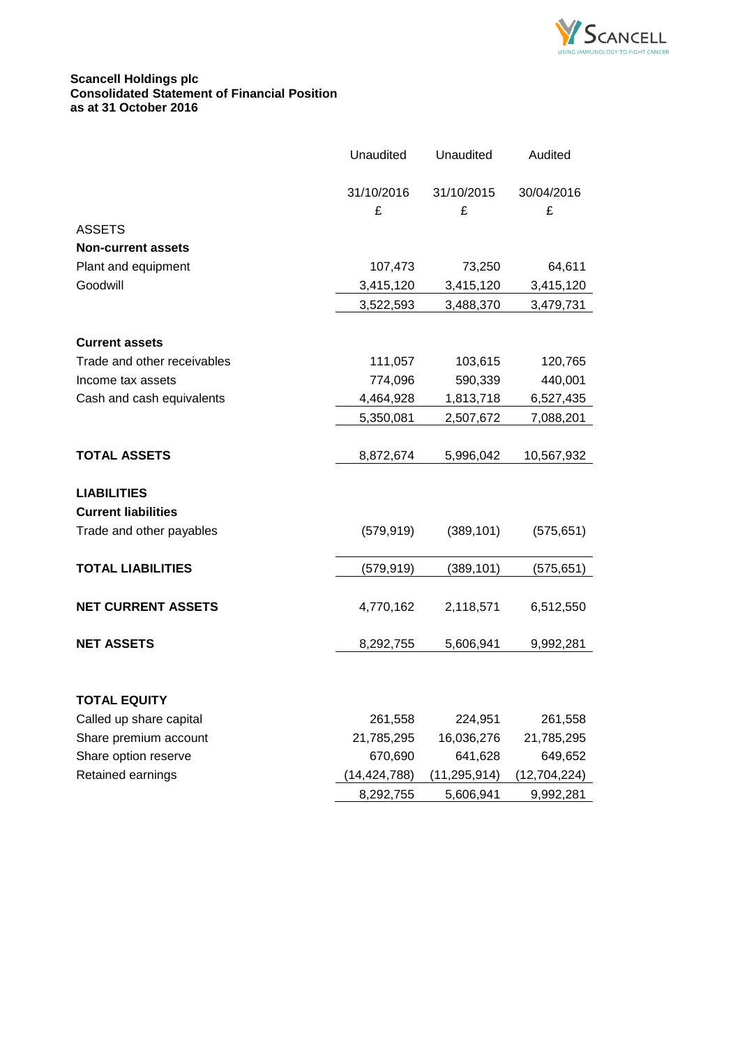**Scancell Holdings plc**
**Consolidated Statement of Financial Position**
**as at 31 October 2016**

| | Unaudited | Unaudited | Audited |
|---|---|---|---|
| | 31/10/2016 | 31/10/2015 | 30/04/2016 |
| | £ | £ | £ |
| ASSETS | | | |
| **Non-current assets** | | | |
| Plant and equipment | 107,473 | 73,250 | 64,611 |
| Goodwill | 3,415,120 | 3,415,120 | 3,415,120 |
| | 3,522,593 | 3,488,370 | 3,479,731 |
| **Current assets** | | | |
| Trade and other receivables | 111,057 | 103,615 | 120,765 |
| Income tax assets | 774,096 | 590,339 | 440,001 |
| Cash and cash equivalents | 4,464,928 | 1,813,718 | 6,527,435 |
| | 5,350,081 | 2,507,672 | 7,088,201 |
| **TOTAL ASSETS** | 8,872,674 | 5,996,042 | 10,567,932 |
| **LIABILITIES** | | | |
| **Current liabilities** | | | |
| Trade and other payables | (579,919) | (389,101) | (575,651) |
| **TOTAL LIABILITIES** | (579,919) | (389,101) | (575,651) |
| **NET CURRENT ASSETS** | 4,770,162 | 2,118,571 | 6,512,550 |
| **NET ASSETS** | 8,292,755 | 5,606,941 | 9,992,281 |
| **TOTAL EQUITY** | | | |
| Called up share capital | 261,558 | 224,951 | 261,558 |
| Share premium account | 21,785,295 | 16,036,276 | 21,785,295 |
| Share option reserve | 670,690 | 641,628 | 649,652 |
| Retained earnings | (14,424,788) | (11,295,914) | (12,704,224) |
| | 8,292,755 | 5,606,941 | 9,992,281 |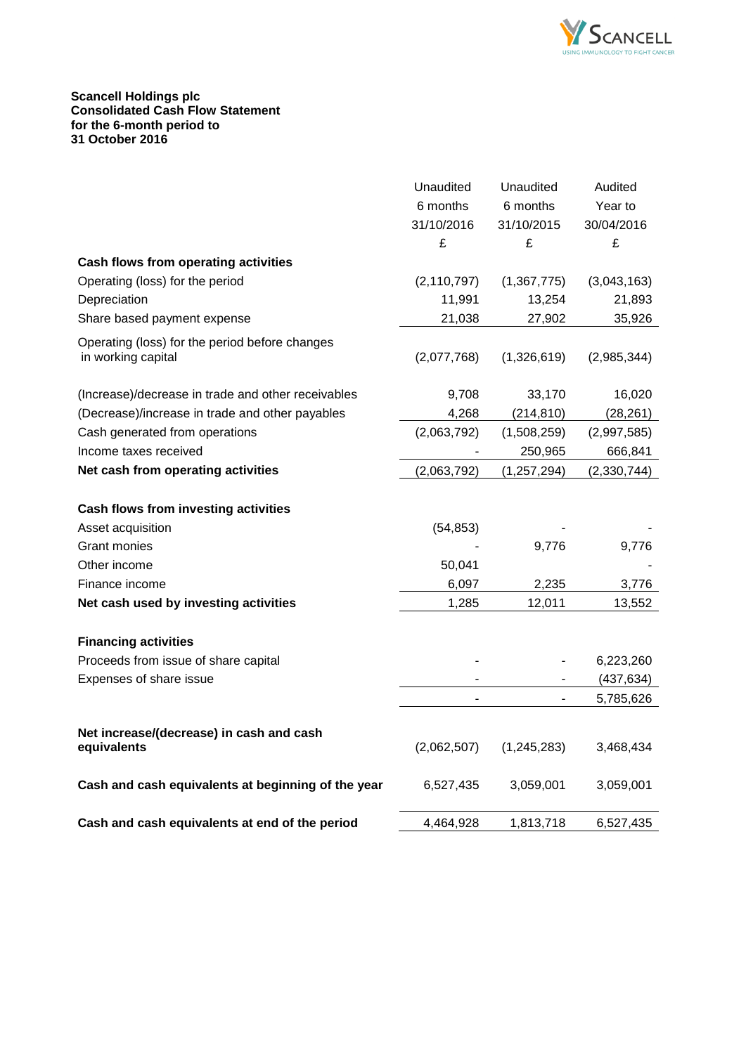**Scancell Holdings plc**
**Consolidated Cash Flow Statement**
**for the 6-month period to**
**31 October 2016**

| | Unaudited 6 months 31/10/2016 £ | Unaudited 6 months 31/10/2015 £ | Audited Year to 30/04/2016 £ |
|---|---|---|---|
| **Cash flows from operating activities** | | | |
| Operating (loss) for the period | (2,110,797) | (1,367,775) | (3,043,163) |
| Depreciation | 11,991 | 13,254 | 21,893 |
| Share based payment expense | 21,038 | 27,902 | 35,926 |
| Operating (loss) for the period before changes in working capital | (2,077,768) | (1,326,619) | (2,985,344) |
| (Increase)/decrease in trade and other receivables | 9,708 | 33,170 | 16,020 |
| (Decrease)/increase in trade and other payables | 4,268 | (214,810) | (28,261) |
| Cash generated from operations | (2,063,792) | (1,508,259) | (2,997,585) |
| Income taxes received | - | 250,965 | 666,841 |
| **Net cash from operating activities** | (2,063,792) | (1,257,294) | (2,330,744) |
| **Cash flows from investing activities** | | | |
| Asset acquisition | (54,853) | - | - |
| Grant monies | - | 9,776 | 9,776 |
| Other income | 50,041 | | - |
| Finance income | 6,097 | 2,235 | 3,776 |
| **Net cash used by investing activities** | 1,285 | 12,011 | 13,552 |
| **Financing activities** | | | |
| Proceeds from issue of share capital | - | - | 6,223,260 |
| Expenses of share issue | - | - | (437,634) |
| | - | - | 5,785,626 |
| **Net increase/(decrease) in cash and cash equivalents** | (2,062,507) | (1,245,283) | 3,468,434 |
| **Cash and cash equivalents at beginning of the year** | 6,527,435 | 3,059,001 | 3,059,001 |
| **Cash and cash equivalents at end of the period** | 4,464,928 | 1,813,718 | 6,527,435 |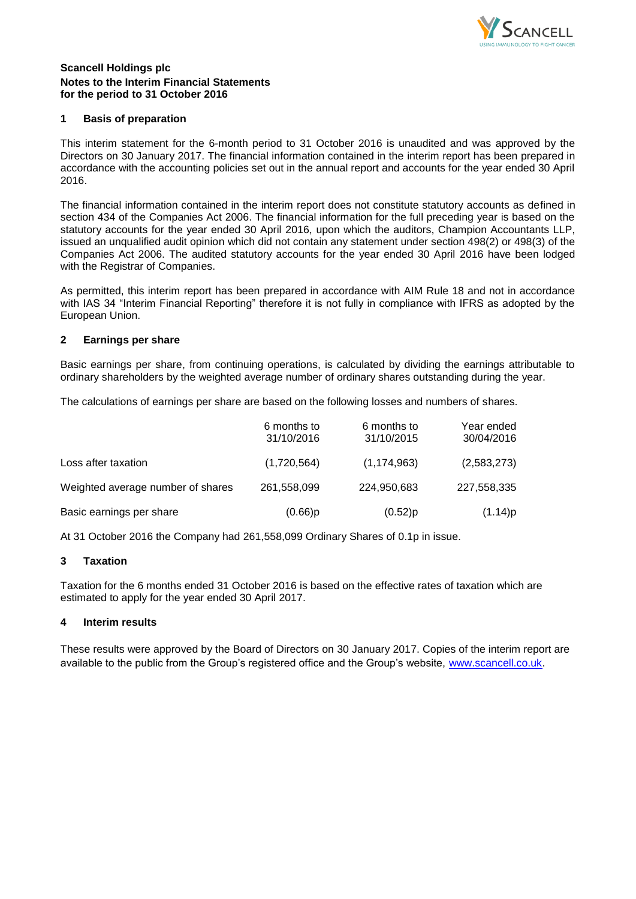**Scancell Holdings plc**
**Notes to the Interim Financial Statements**
**for the period to 31 October 2016**

## 1 Basis of preparation

This interim statement for the 6-month period to 31 October 2016 is unaudited and was approved by the Directors on 30 January 2017. The financial information contained in the interim report has been prepared in accordance with the accounting policies set out in the annual report and accounts for the year ended 30 April 2016.

The financial information contained in the interim report does not constitute statutory accounts as defined in section 434 of the Companies Act 2006. The financial information for the full preceding year is based on the statutory accounts for the year ended 30 April 2016, upon which the auditors, Champion Accountants LLP, issued an unqualified audit opinion which did not contain any statement under section 498(2) or 498(3) of the Companies Act 2006. The audited statutory accounts for the year ended 30 April 2016 have been lodged with the Registrar of Companies.

As permitted, this interim report has been prepared in accordance with AIM Rule 18 and not in accordance with IAS 34 "Interim Financial Reporting" therefore it is not fully in compliance with IFRS as adopted by the European Union.

## 2 Earnings per share

Basic earnings per share, from continuing operations, is calculated by dividing the earnings attributable to ordinary shareholders by the weighted average number of ordinary shares outstanding during the year.

The calculations of earnings per share are based on the following losses and numbers of shares.

| | 6 months to 31/10/2016 | 6 months to 31/10/2015 | Year ended 30/04/2016 |
|---|---|---|---|
| Loss after taxation | (1,720,564) | (1,174,963) | (2,583,273) |
| Weighted average number of shares | 261,558,099 | 224,950,683 | 227,558,335 |
| Basic earnings per share | (0.66)p | (0.52)p | (1.14)p |

At 31 October 2016 the Company had 261,558,099 Ordinary Shares of 0.1p in issue.

## 3 Taxation

Taxation for the 6 months ended 31 October 2016 is based on the effective rates of taxation which are estimated to apply for the year ended 30 April 2017.

## 4 Interim results

These results were approved by the Board of Directors on 30 January 2017. Copies of the interim report are available to the public from the Group's registered office and the Group's website, www.scancell.co.uk.